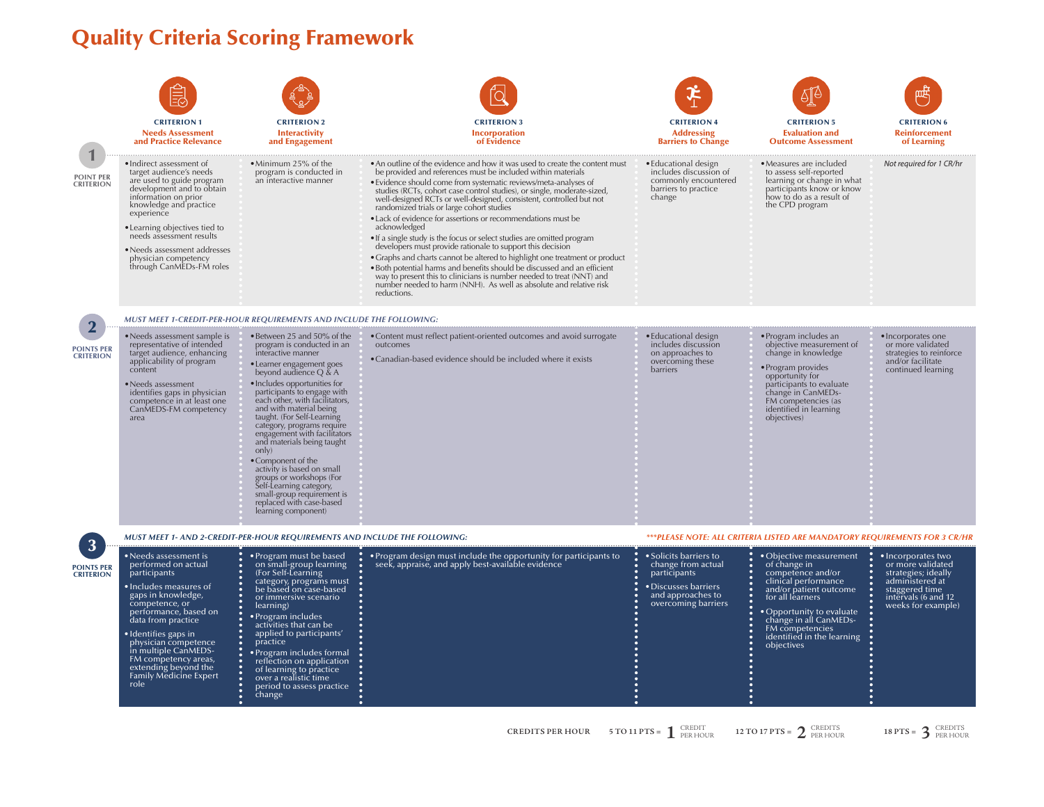# Quality Criteria Scoring Framework

| | CRITERION 1<br>Needs Assessment and Practice Relevance | CRITERION 2<br>Interactivity and Engagement | CRITERION 3<br>Incorporation of Evidence | CRITERION 4<br>Addressing Barriers to Change | CRITERION 5<br>Evaluation and Outcome Assessment | CRITERION 6<br>Reinforcement of Learning |
|---|---|---|---|---|---|---|
| **1 POINT PER CRITERION** | • Indirect assessment of target audience's needs are used to guide program development and to obtain information on prior knowledge and practice experience<br>• Learning objectives tied to needs assessment results<br>• Needs assessment addresses physician competency through CanMEDs-FM roles | • Minimum 25% of the program is conducted in an interactive manner | • An outline of the evidence and how it was used to create the content must be provided and references must be included within materials<br>• Evidence should come from systematic reviews/meta-analyses of studies (RCTs, cohort case control studies), or single, moderate-sized, well-designed RCTs or well-designed, consistent, controlled but not randomized trials or large cohort studies<br>• Lack of evidence for assertions or recommendations must be acknowledged<br>• If a single study is the focus or select studies are omitted program developers must provide rationale to support this decision<br>• Graphs and charts cannot be altered to highlight one treatment or product<br>• Both potential harms and benefits should be discussed and an efficient way to present this to clinicians is number needed to treat (NNT) and number needed to harm (NNH). As well as absolute and relative risk reductions. | • Educational design includes discussion of commonly encountered barriers to practice change | • Measures are included to assess self-reported learning or change in what participants know or know how to do as a result of the CPD program | *Not required for 1 CR/hr* |
| | *MUST MEET 1-CREDIT-PER-HOUR REQUIREMENTS AND INCLUDE THE FOLLOWING:* | | | | | |
| **2 POINTS PER CRITERION** | • Needs assessment sample is representative of intended target audience, enhancing applicability of program content<br>• Needs assessment identifies gaps in physician competence in at least one CanMEDS-FM competency area | • Between 25 and 50% of the program is conducted in an interactive manner<br>• Learner engagement goes beyond audience Q & A<br>• Includes opportunities for participants to engage with each other, with facilitators, and with material being taught. (For Self-Learning category, programs require engagement with facilitators and materials being taught only)<br>• Component of the activity is based on small groups or workshops (For Self-Learning category, small-group requirement is replaced with case-based learning component) | • Content must reflect patient-oriented outcomes and avoid surrogate outcomes<br>• Canadian-based evidence should be included where it exists | • Educational design includes discussion on approaches to overcoming these barriers | • Program includes an objective measurement of change in knowledge<br>• Program provides opportunity for participants to evaluate change in CanMEDs-FM competencies (as identified in learning objectives) | • Incorporates one or more validated strategies to reinforce and/or facilitate continued learning |
| | *MUST MEET 1- AND 2-CREDIT-PER-HOUR REQUIREMENTS AND INCLUDE THE FOLLOWING:* | | | *\*\*\*PLEASE NOTE: ALL CRITERIA LISTED ARE MANDATORY REQUIREMENTS FOR 3 CR/HR* | | |
| **3 POINTS PER CRITERION** | • Needs assessment is performed on actual participants<br>• Includes measures of gaps in knowledge, competence, or performance, based on data from practice<br>• Identifies gaps in physician competence in multiple CanMEDS-FM competency areas, extending beyond the Family Medicine Expert role | • Program must be based on small-group learning (For Self-Learning category, programs must be based on case-based or immersive scenario learning)<br>• Program includes activities that can be applied to participants' practice<br>• Program includes formal reflection on application of learning to practice over a realistic time period to assess practice change | • Program design must include the opportunity for participants to seek, appraise, and apply best-available evidence | • Solicits barriers to change from actual participants<br>• Discusses barriers and approaches to overcoming barriers | • Objective measurement of change in competence and/or clinical performance and/or patient outcome for all learners<br>• Opportunity to evaluate change in all CanMEDs-FM competencies identified in the learning objectives | • Incorporates two or more validated strategies; ideally administered at staggered time intervals (6 and 12 weeks for example) |

**CREDITS PER HOUR**

5 TO 11 PTS = 1 CREDIT PER HOUR

12 TO 17 PTS = 2 CREDITS PER HOUR

18 PTS = 3 CREDITS PER HOUR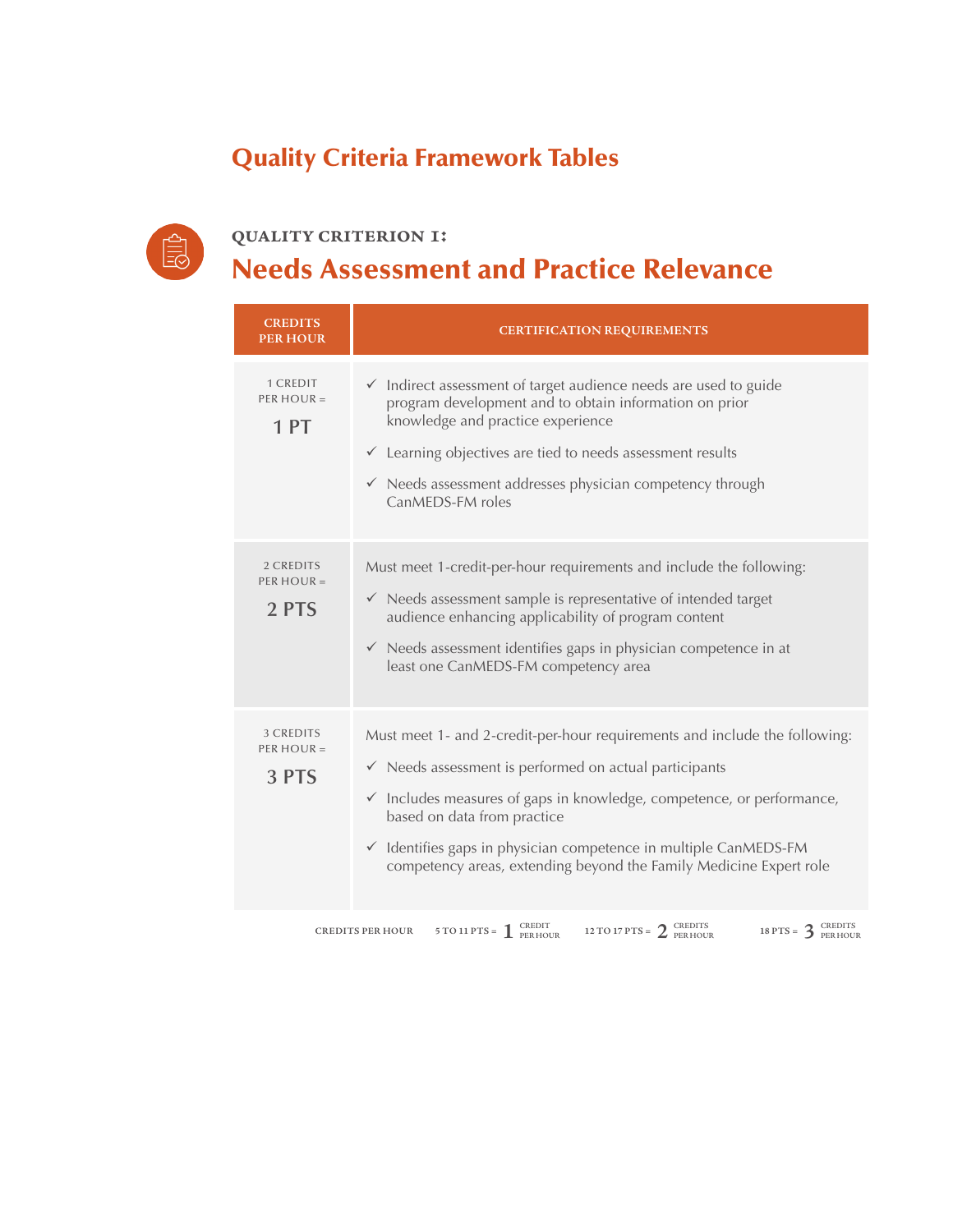# Quality Criteria Framework Tables

## QUALITY CRITERION 1:
## Needs Assessment and Practice Relevance

| CREDITS PER HOUR | CERTIFICATION REQUIREMENTS |
|---|---|
| 1 CREDIT PER HOUR = **1 PT** | ✓ Indirect assessment of target audience needs are used to guide program development and to obtain information on prior knowledge and practice experience<br>✓ Learning objectives are tied to needs assessment results<br>✓ Needs assessment addresses physician competency through CanMEDS-FM roles |
| 2 CREDITS PER HOUR = **2 PTS** | Must meet 1-credit-per-hour requirements and include the following:<br>✓ Needs assessment sample is representative of intended target audience enhancing applicability of program content<br>✓ Needs assessment identifies gaps in physician competence in at least one CanMEDS-FM competency area |
| 3 CREDITS PER HOUR = **3 PTS** | Must meet 1- and 2-credit-per-hour requirements and include the following:<br>✓ Needs assessment is performed on actual participants<br>✓ Includes measures of gaps in knowledge, competence, or performance, based on data from practice<br>✓ Identifies gaps in physician competence in multiple CanMEDS-FM competency areas, extending beyond the Family Medicine Expert role |

CREDITS PER HOUR: 5 TO 11 PTS = 1 CREDIT PER HOUR; 12 TO 17 PTS = 2 CREDITS PER HOUR; 18 PTS = 3 CREDITS PER HOUR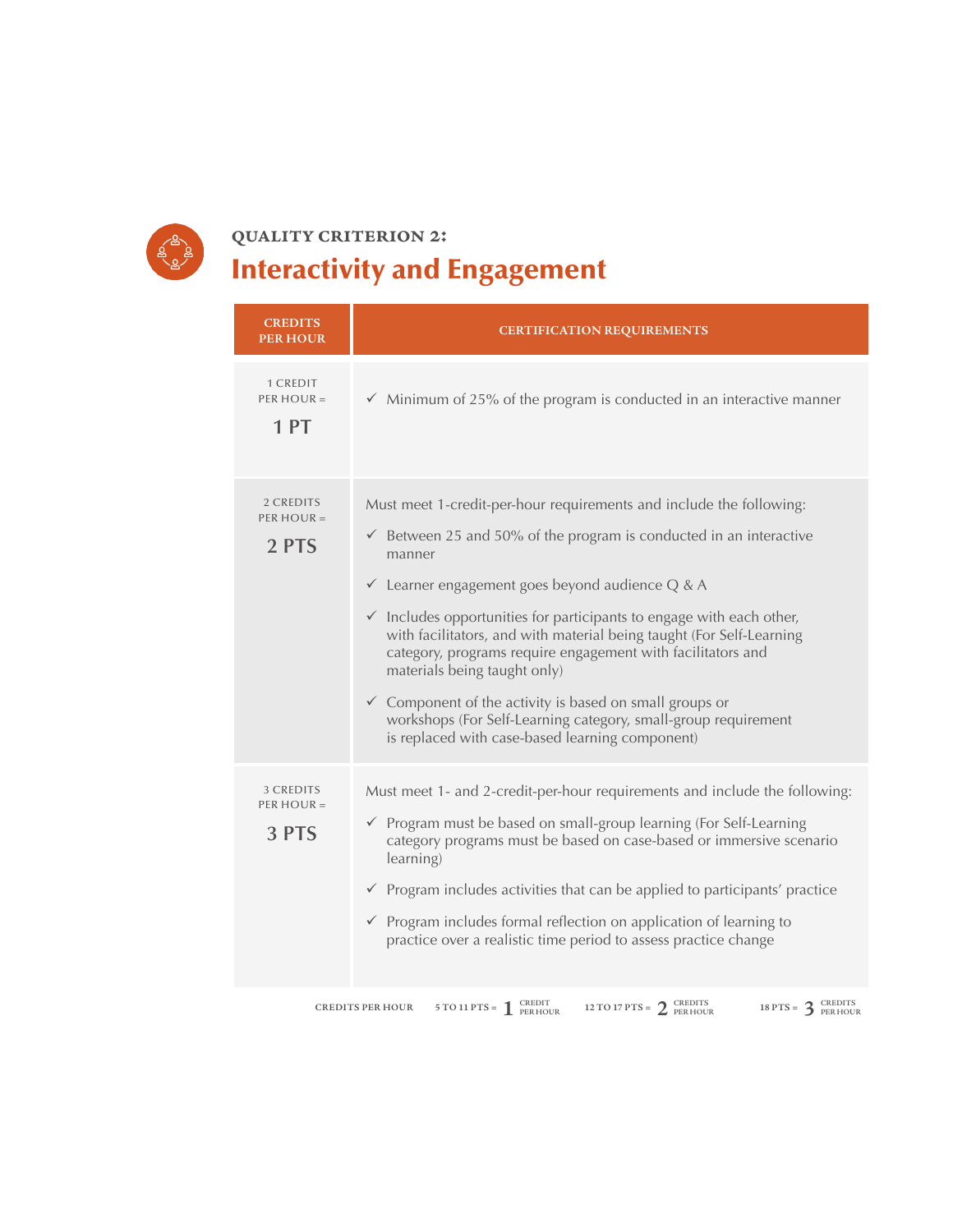### QUALITY CRITERION 2:

## Interactivity and Engagement

| CREDITS PER HOUR | CERTIFICATION REQUIREMENTS |
|---|---|
| 1 CREDIT PER HOUR = **1 PT** | ✓ Minimum of 25% of the program is conducted in an interactive manner |
| 2 CREDITS PER HOUR = **2 PTS** | Must meet 1-credit-per-hour requirements and include the following:<br>✓ Between 25 and 50% of the program is conducted in an interactive manner<br>✓ Learner engagement goes beyond audience Q & A<br>✓ Includes opportunities for participants to engage with each other, with facilitators, and with material being taught (For Self-Learning category, programs require engagement with facilitators and materials being taught only)<br>✓ Component of the activity is based on small groups or workshops (For Self-Learning category, small-group requirement is replaced with case-based learning component) |
| 3 CREDITS PER HOUR = **3 PTS** | Must meet 1- and 2-credit-per-hour requirements and include the following:<br>✓ Program must be based on small-group learning (For Self-Learning category programs must be based on case-based or immersive scenario learning)<br>✓ Program includes activities that can be applied to participants' practice<br>✓ Program includes formal reflection on application of learning to practice over a realistic time period to assess practice change |

CREDITS PER HOUR 5 TO 11 PTS = 1 CREDIT PER HOUR 12 TO 17 PTS = 2 CREDITS PER HOUR 18 PTS = 3 CREDITS PER HOUR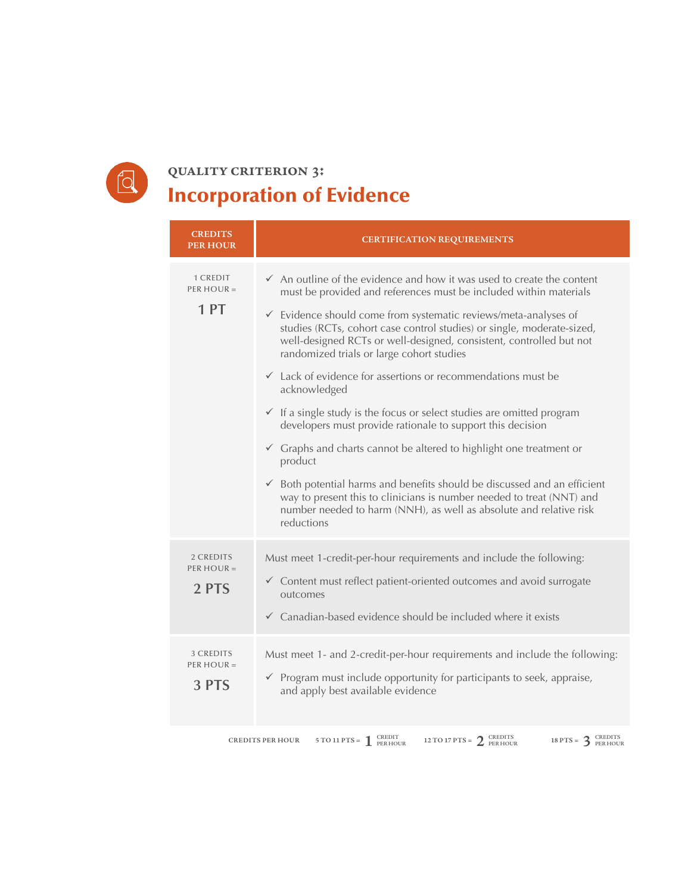## QUALITY CRITERION 3:

# Incorporation of Evidence

| CREDITS PER HOUR | CERTIFICATION REQUIREMENTS |
|---|---|
| 1 CREDIT PER HOUR = **1 PT** | ✓ An outline of the evidence and how it was used to create the content must be provided and references must be included within materials<br>✓ Evidence should come from systematic reviews/meta-analyses of studies (RCTs, cohort case control studies) or single, moderate-sized, well-designed RCTs or well-designed, consistent, controlled but not randomized trials or large cohort studies<br>✓ Lack of evidence for assertions or recommendations must be acknowledged<br>✓ If a single study is the focus or select studies are omitted program developers must provide rationale to support this decision<br>✓ Graphs and charts cannot be altered to highlight one treatment or product<br>✓ Both potential harms and benefits should be discussed and an efficient way to present this to clinicians is number needed to treat (NNT) and number needed to harm (NNH), as well as absolute and relative risk reductions |
| 2 CREDITS PER HOUR = **2 PTS** | Must meet 1-credit-per-hour requirements and include the following:<br>✓ Content must reflect patient-oriented outcomes and avoid surrogate outcomes<br>✓ Canadian-based evidence should be included where it exists |
| 3 CREDITS PER HOUR = **3 PTS** | Must meet 1- and 2-credit-per-hour requirements and include the following:<br>✓ Program must include opportunity for participants to seek, appraise, and apply best available evidence |

CREDITS PER HOUR 5 TO 11 PTS = 1 CREDIT PER HOUR 12 TO 17 PTS = 2 CREDITS PER HOUR 18 PTS = 3 CREDITS PER HOUR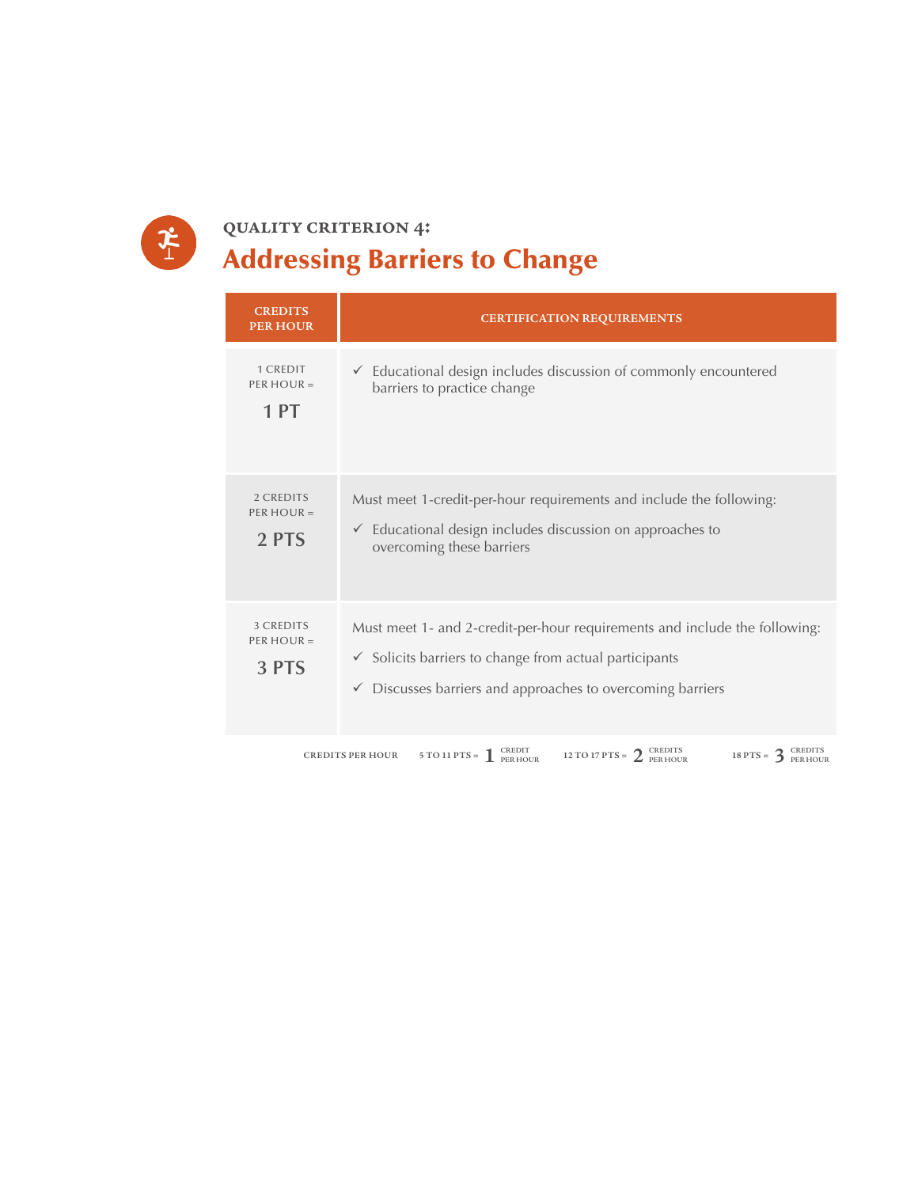QUALITY CRITERION 4:

# Addressing Barriers to Change

| CREDITS PER HOUR | CERTIFICATION REQUIREMENTS |
| --- | --- |
| 1 CREDIT PER HOUR = **1 PT** | ✓ Educational design includes discussion of commonly encountered barriers to practice change |
| 2 CREDITS PER HOUR = **2 PTS** | Must meet 1-credit-per-hour requirements and include the following: ✓ Educational design includes discussion on approaches to overcoming these barriers |
| 3 CREDITS PER HOUR = **3 PTS** | Must meet 1- and 2-credit-per-hour requirements and include the following: ✓ Solicits barriers to change from actual participants ✓ Discusses barriers and approaches to overcoming barriers |

CREDITS PER HOUR 5 TO 11 PTS = 1 CREDIT PER HOUR 12 TO 17 PTS = 2 CREDITS PER HOUR 18 PTS = 3 CREDITS PER HOUR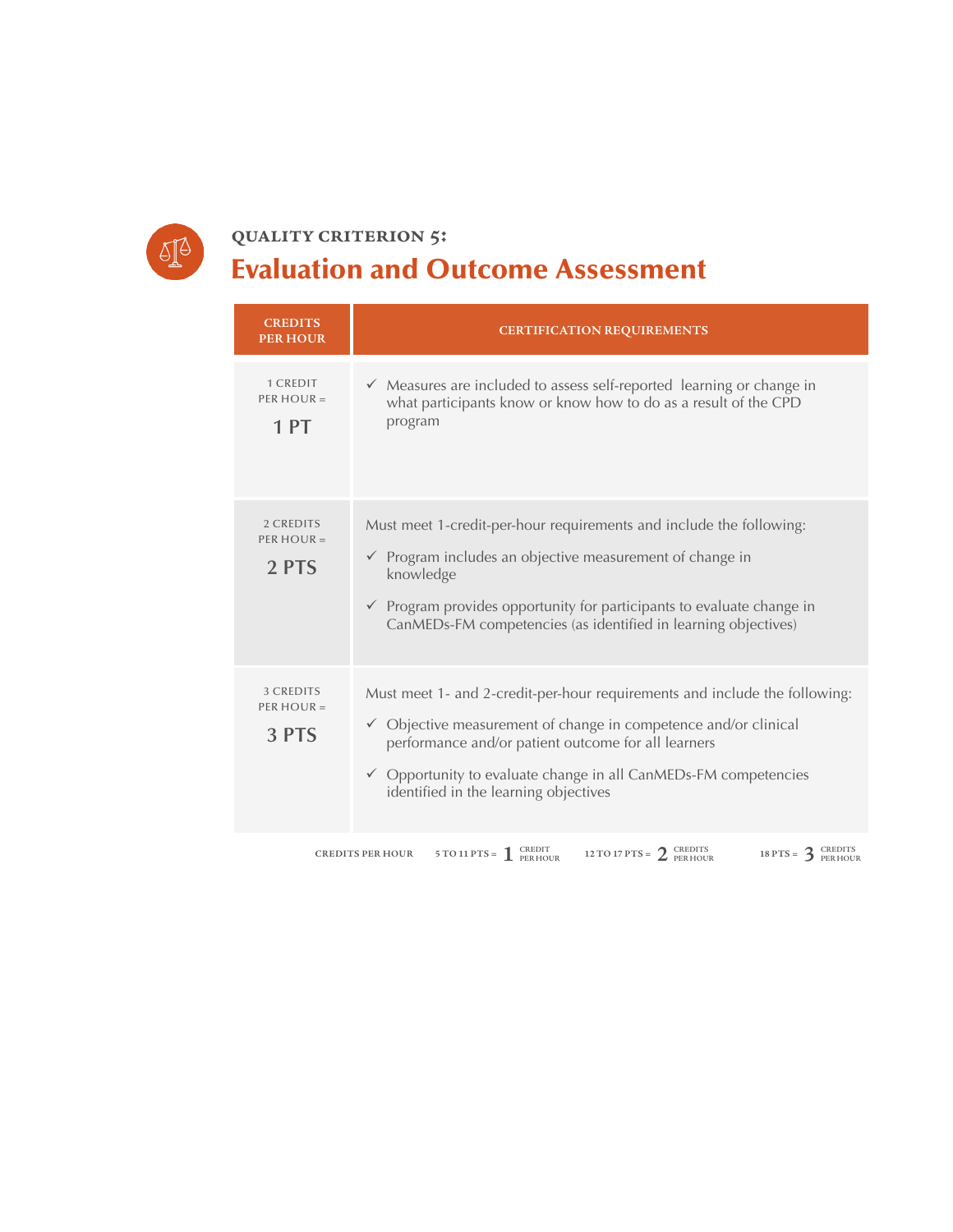### QUALITY CRITERION 5:

# Evaluation and Outcome Assessment

| CREDITS PER HOUR | CERTIFICATION REQUIREMENTS |
| --- | --- |
| 1 CREDIT PER HOUR = **1 PT** | ✓ Measures are included to assess self-reported learning or change in what participants know or know how to do as a result of the CPD program |
| 2 CREDITS PER HOUR = **2 PTS** | Must meet 1-credit-per-hour requirements and include the following: <br> ✓ Program includes an objective measurement of change in knowledge <br> ✓ Program provides opportunity for participants to evaluate change in CanMEDs-FM competencies (as identified in learning objectives) |
| 3 CREDITS PER HOUR = **3 PTS** | Must meet 1- and 2-credit-per-hour requirements and include the following: <br> ✓ Objective measurement of change in competence and/or clinical performance and/or patient outcome for all learners <br> ✓ Opportunity to evaluate change in all CanMEDs-FM competencies identified in the learning objectives |

CREDITS PER HOUR   5 TO 11 PTS = 1 CREDIT PER HOUR   12 TO 17 PTS = 2 CREDITS PER HOUR   18 PTS = 3 CREDITS PER HOUR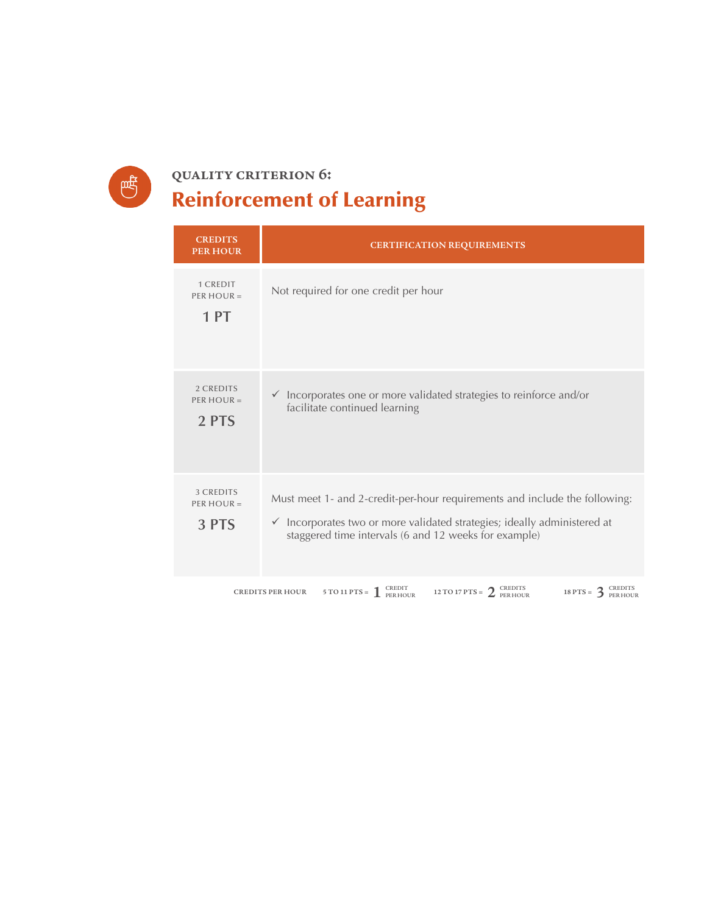QUALITY CRITERION 6:

# Reinforcement of Learning

| CREDITS PER HOUR | CERTIFICATION REQUIREMENTS |
|---|---|
| 1 CREDIT PER HOUR = **1 PT** | Not required for one credit per hour |
| 2 CREDITS PER HOUR = **2 PTS** | ✓ Incorporates one or more validated strategies to reinforce and/or facilitate continued learning |
| 3 CREDITS PER HOUR = **3 PTS** | Must meet 1- and 2-credit-per-hour requirements and include the following:<br>✓ Incorporates two or more validated strategies; ideally administered at staggered time intervals (6 and 12 weeks for example) |

CREDITS PER HOUR   5 TO 11 PTS = 1 CREDIT PER HOUR   12 TO 17 PTS = 2 CREDITS PER HOUR   18 PTS = 3 CREDITS PER HOUR